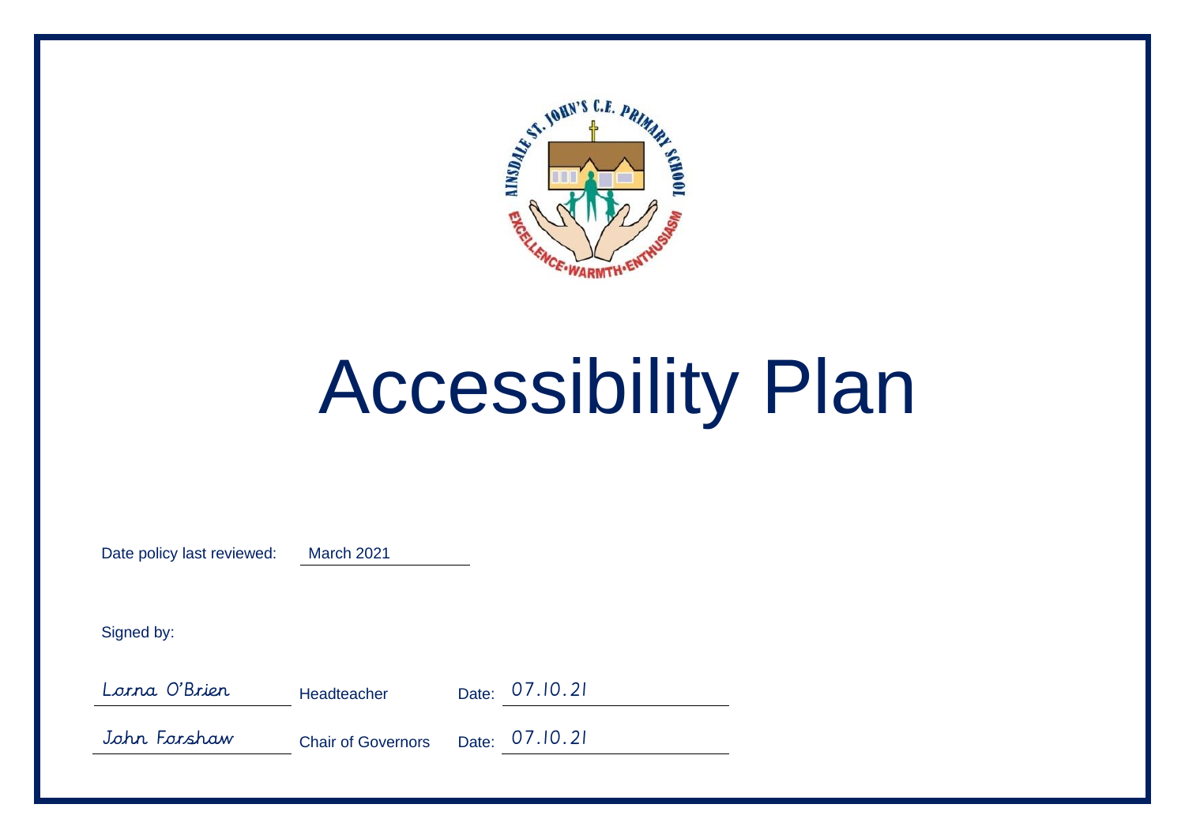AINSDALE ST. JOHN'S C.E. PRIMARY SCHOOL

EXCELLENCE • WARMTH • ENTHUSIASM

# Accessibility Plan

Date policy last reviewed: March 2021

Signed by:

| | | |
|---|---|---|
| Lorna O'Brien | Headteacher | Date: 07.10.21 |
| John Forshaw | Chair of Governors | Date: 07.10.21 |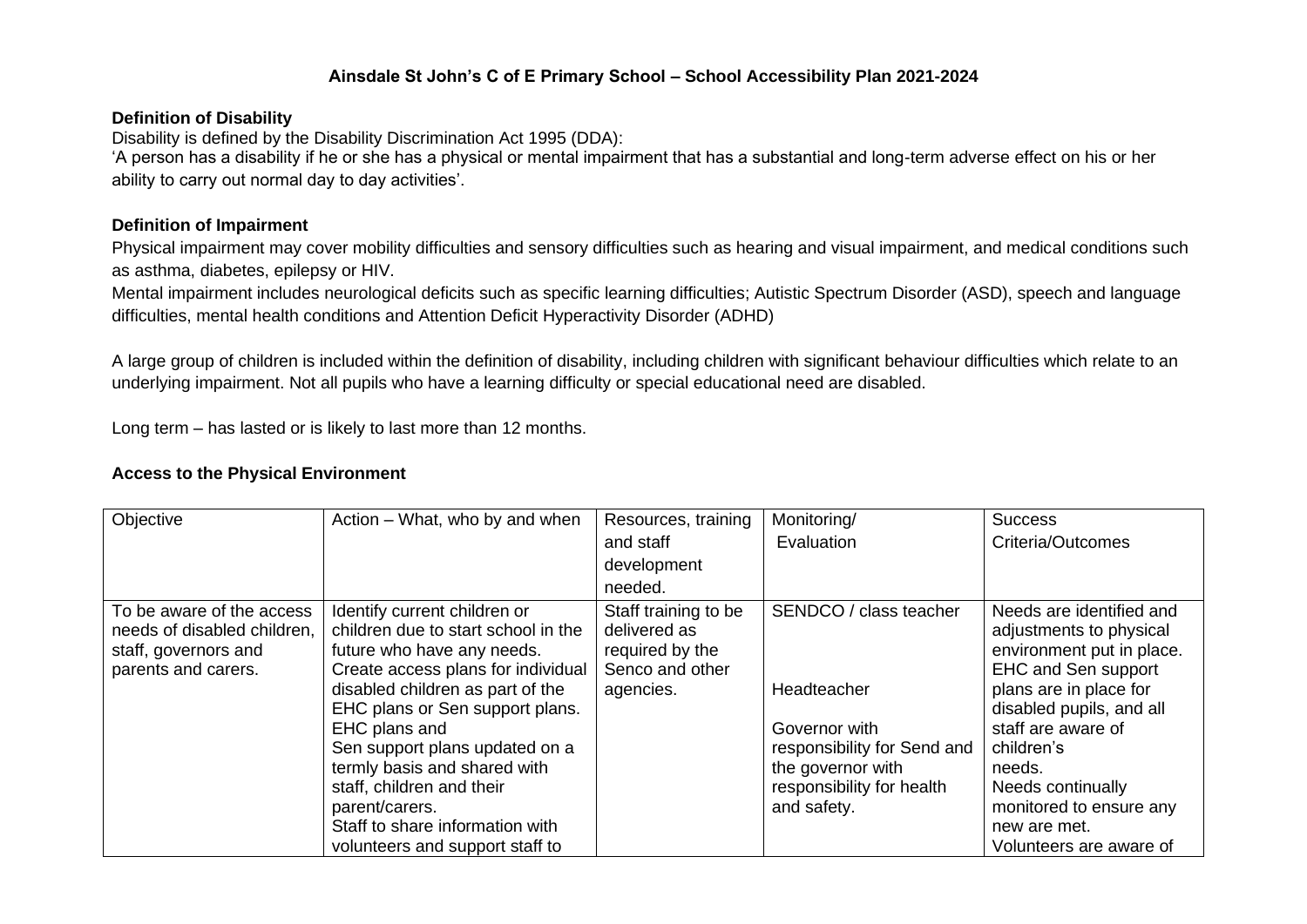**Ainsdale St John's C of E Primary School – School Accessibility Plan 2021-2024**

**Definition of Disability**

Disability is defined by the Disability Discrimination Act 1995 (DDA):

'A person has a disability if he or she has a physical or mental impairment that has a substantial and long-term adverse effect on his or her ability to carry out normal day to day activities'.

**Definition of Impairment**

Physical impairment may cover mobility difficulties and sensory difficulties such as hearing and visual impairment, and medical conditions such as asthma, diabetes, epilepsy or HIV.

Mental impairment includes neurological deficits such as specific learning difficulties; Autistic Spectrum Disorder (ASD), speech and language difficulties, mental health conditions and Attention Deficit Hyperactivity Disorder (ADHD)

A large group of children is included within the definition of disability, including children with significant behaviour difficulties which relate to an underlying impairment. Not all pupils who have a learning difficulty or special educational need are disabled.

Long term – has lasted or is likely to last more than 12 months.

**Access to the Physical Environment**

| Objective | Action – What, who by and when | Resources, training and staff development needed. | Monitoring/ Evaluation | Success Criteria/Outcomes |
|---|---|---|---|---|
| To be aware of the access needs of disabled children, staff, governors and parents and carers. | Identify current children or children due to start school in the future who have any needs. Create access plans for individual disabled children as part of the EHC plans or Sen support plans. EHC plans and Sen support plans updated on a termly basis and shared with staff, children and their parent/carers. Staff to share information with volunteers and support staff to | Staff training to be delivered as required by the Senco and other agencies. | SENDCO / class teacher<br><br>Headteacher<br><br>Governor with responsibility for Send and the governor with responsibility for health and safety. | Needs are identified and adjustments to physical environment put in place. EHC and Sen support plans are in place for disabled pupils, and all staff are aware of children's needs. Needs continually monitored to ensure any new are met. Volunteers are aware of |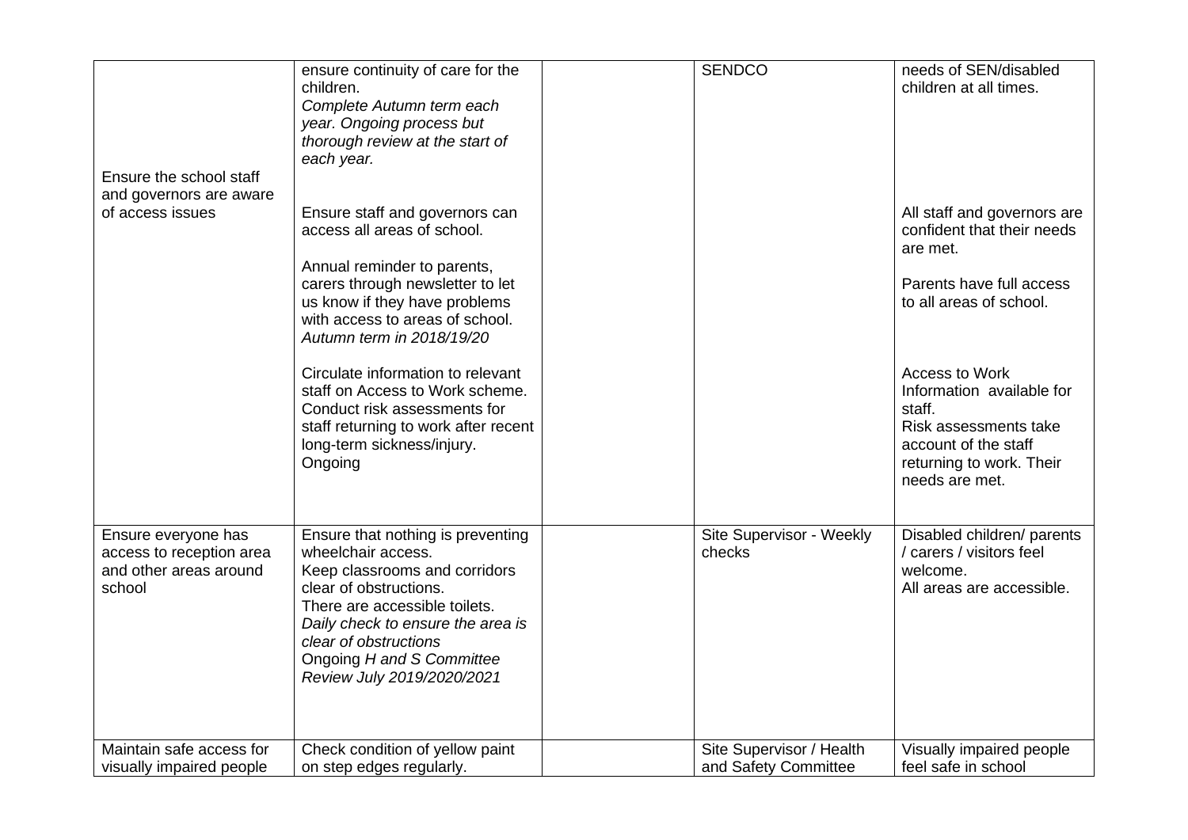| | | | | |
|---|---|---|---|---|
| Ensure the school staff and governors are aware of access issues | ensure continuity of care for the children.<br>*Complete Autumn term each year. Ongoing process but thorough review at the start of each year.*<br><br>Ensure staff and governors can access all areas of school.<br><br>Annual reminder to parents, carers through newsletter to let us know if they have problems with access to areas of school.<br>*Autumn term in 2018/19/20*<br><br>Circulate information to relevant staff on Access to Work scheme. Conduct risk assessments for staff returning to work after recent long-term sickness/injury.<br>Ongoing | | SENDCO | needs of SEN/disabled children at all times.<br><br>All staff and governors are confident that their needs are met.<br><br>Parents have full access to all areas of school.<br><br>Access to Work Information available for staff.<br>Risk assessments take account of the staff returning to work. Their needs are met. |
| Ensure everyone has access to reception area and other areas around school | Ensure that nothing is preventing wheelchair access.<br>Keep classrooms and corridors clear of obstructions.<br>There are accessible toilets.<br>*Daily check to ensure the area is clear of obstructions*<br>Ongoing *H and S Committee Review July 2019/2020/2021* | | Site Supervisor - Weekly checks | Disabled children/ parents / carers / visitors feel welcome.<br>All areas are accessible. |
| Maintain safe access for visually impaired people | Check condition of yellow paint on step edges regularly. | | Site Supervisor / Health and Safety Committee | Visually impaired people feel safe in school |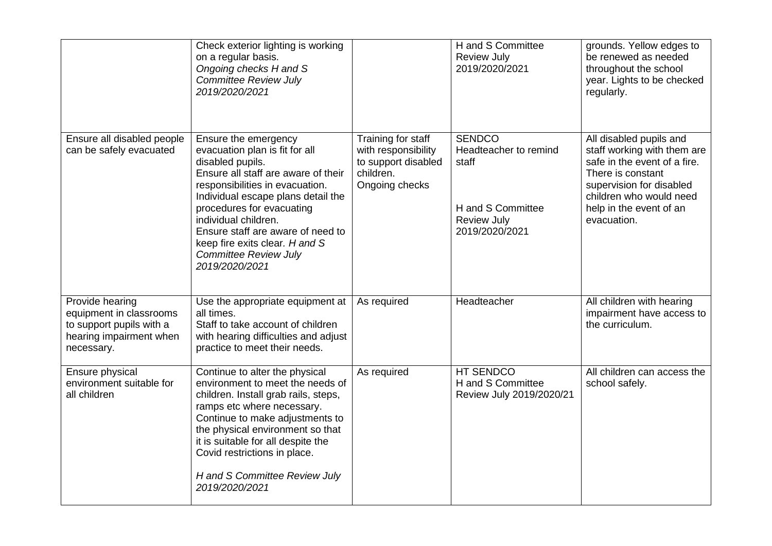| | | | | |
|---|---|---|---|---|
| | Check exterior lighting is working on a regular basis. *Ongoing checks H and S Committee Review July 2019/2020/2021* | | H and S Committee Review July 2019/2020/2021 | grounds. Yellow edges to be renewed as needed throughout the school year. Lights to be checked regularly. |
| Ensure all disabled people can be safely evacuated | Ensure the emergency evacuation plan is fit for all disabled pupils. Ensure all staff are aware of their responsibilities in evacuation. Individual escape plans detail the procedures for evacuating individual children. Ensure staff are aware of need to keep fire exits clear. *H and S Committee Review July 2019/2020/2021* | Training for staff with responsibility to support disabled children. Ongoing checks | SENDCO Headteacher to remind staff H and S Committee Review July 2019/2020/2021 | All disabled pupils and staff working with them are safe in the event of a fire. There is constant supervision for disabled children who would need help in the event of an evacuation. |
| Provide hearing equipment in classrooms to support pupils with a hearing impairment when necessary. | Use the appropriate equipment at all times. Staff to take account of children with hearing difficulties and adjust practice to meet their needs. | As required | Headteacher | All children with hearing impairment have access to the curriculum. |
| Ensure physical environment suitable for all children | Continue to alter the physical environment to meet the needs of children. Install grab rails, steps, ramps etc where necessary. Continue to make adjustments to the physical environment so that it is suitable for all despite the Covid restrictions in place. *H and S Committee Review July 2019/2020/2021* | As required | HT SENDCO H and S Committee Review July 2019/2020/21 | All children can access the school safely. |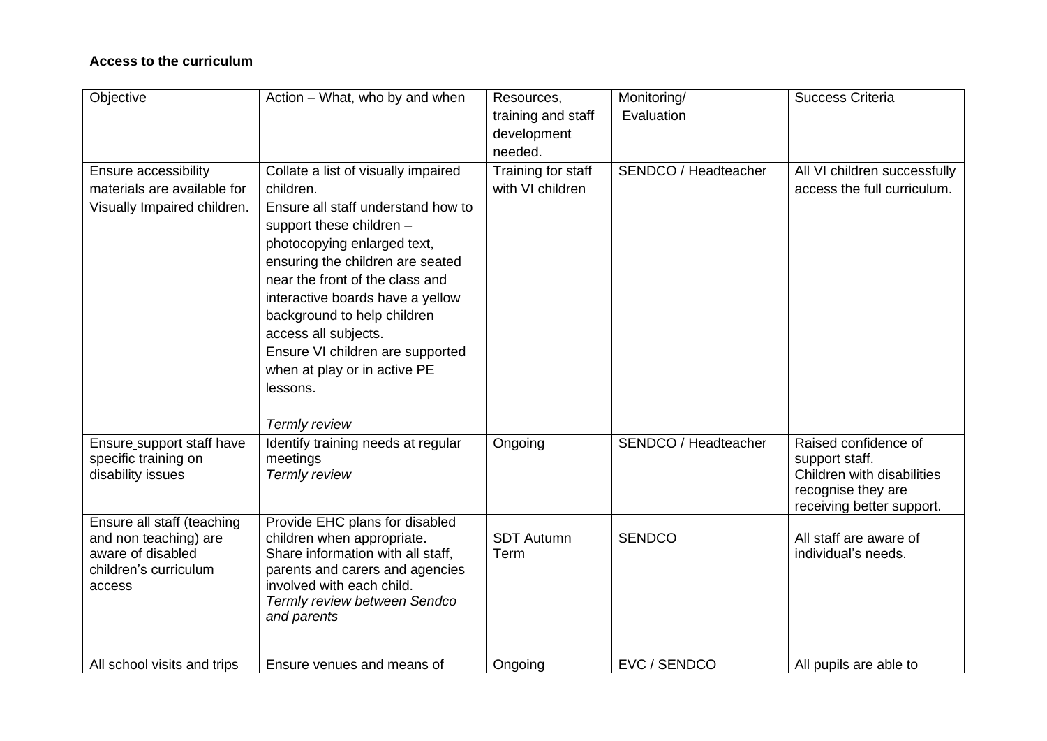**Access to the curriculum**

| Objective | Action – What, who by and when | Resources, training and staff development needed. | Monitoring/ Evaluation | Success Criteria |
|---|---|---|---|---|
| Ensure accessibility materials are available for Visually Impaired children. | Collate a list of visually impaired children.<br>Ensure all staff understand how to support these children – photocopying enlarged text, ensuring the children are seated near the front of the class and interactive boards have a yellow background to help children access all subjects.<br>Ensure VI children are supported when at play or in active PE lessons.<br><br>*Termly review* | Training for staff with VI children | SENDCO / Headteacher | All VI children successfully access the full curriculum. |
| Ensure support staff have specific training on disability issues | Identify training needs at regular meetings<br>*Termly review* | Ongoing | SENDCO / Headteacher | Raised confidence of support staff.<br>Children with disabilities recognise they are receiving better support. |
| Ensure all staff (teaching and non teaching) are aware of disabled children's curriculum access | Provide EHC plans for disabled children when appropriate.<br>Share information with all staff, parents and carers and agencies involved with each child.<br>*Termly review between Sendco and parents* | SDT Autumn Term | SENDCO | All staff are aware of individual's needs. |
| All school visits and trips | Ensure venues and means of | Ongoing | EVC / SENDCO | All pupils are able to |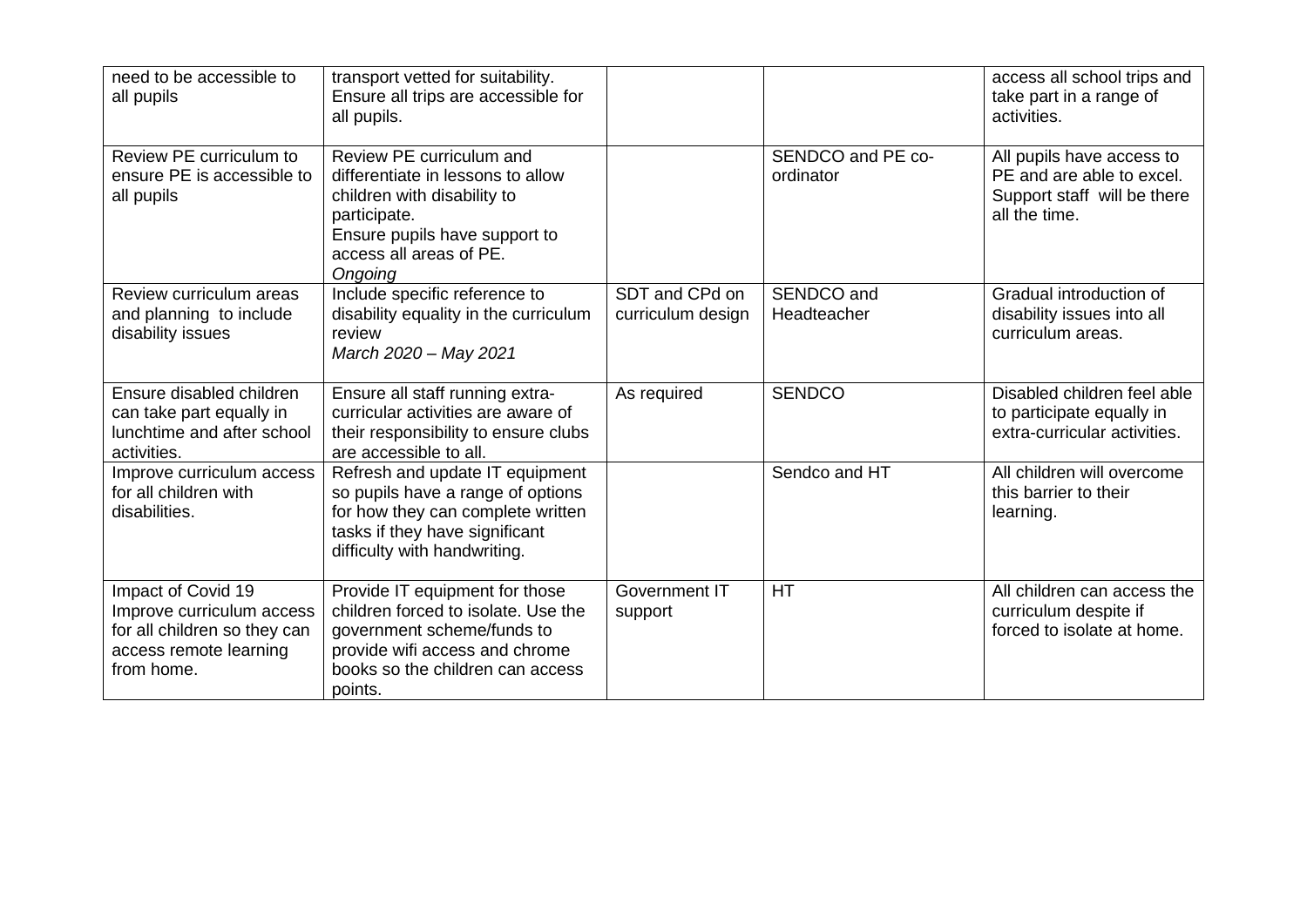| | | | | |
|---|---|---|---|---|
| need to be accessible to all pupils | transport vetted for suitability. Ensure all trips are accessible for all pupils. | | | access all school trips and take part in a range of activities. |
| Review PE curriculum to ensure PE is accessible to all pupils | Review PE curriculum and differentiate in lessons to allow children with disability to participate. Ensure pupils have support to access all areas of PE. *Ongoing* | | SENDCO and PE co-ordinator | All pupils have access to PE and are able to excel. Support staff will be there all the time. |
| Review curriculum areas and planning to include disability issues | Include specific reference to disability equality in the curriculum review *March 2020 – May 2021* | SDT and CPd on curriculum design | SENDCO and Headteacher | Gradual introduction of disability issues into all curriculum areas. |
| Ensure disabled children can take part equally in lunchtime and after school activities. | Ensure all staff running extra-curricular activities are aware of their responsibility to ensure clubs are accessible to all. | As required | SENDCO | Disabled children feel able to participate equally in extra-curricular activities. |
| Improve curriculum access for all children with disabilities. | Refresh and update IT equipment so pupils have a range of options for how they can complete written tasks if they have significant difficulty with handwriting. | | Sendco and HT | All children will overcome this barrier to their learning. |
| Impact of Covid 19 Improve curriculum access for all children so they can access remote learning from home. | Provide IT equipment for those children forced to isolate. Use the government scheme/funds to provide wifi access and chrome books so the children can access points. | Government IT support | HT | All children can access the curriculum despite if forced to isolate at home. |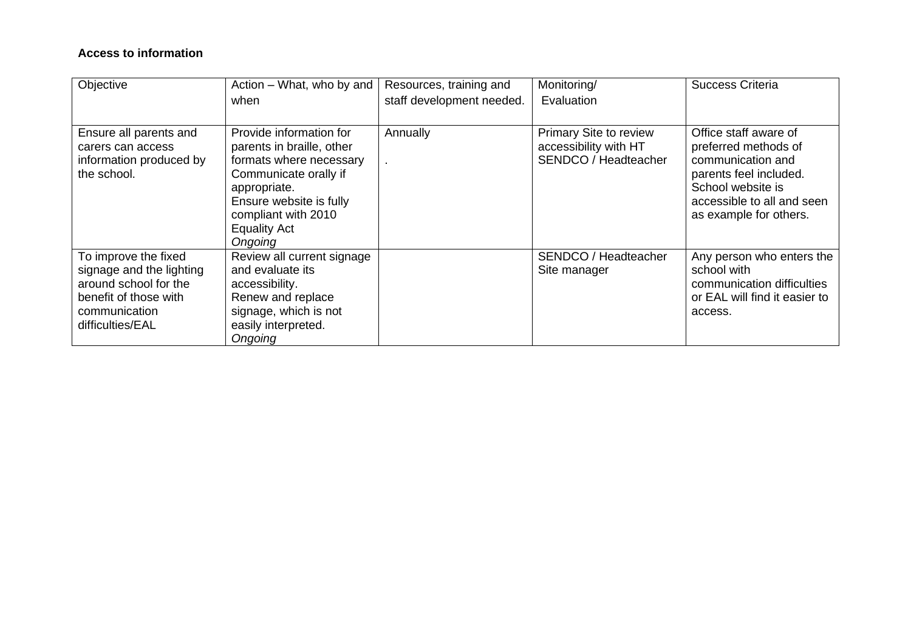**Access to information**

| Objective | Action – What, who by and when | Resources, training and staff development needed. | Monitoring/ Evaluation | Success Criteria |
|---|---|---|---|---|
| Ensure all parents and carers can access information produced by the school. | Provide information for parents in braille, other formats where necessary Communicate orally if appropriate. Ensure website is fully compliant with 2010 Equality Act *Ongoing* | Annually . | Primary Site to review accessibility with HT SENDCO / Headteacher | Office staff aware of preferred methods of communication and parents feel included. School website is accessible to all and seen as example for others. |
| To improve the fixed signage and the lighting around school for the benefit of those with communication difficulties/EAL | Review all current signage and evaluate its accessibility. Renew and replace signage, which is not easily interpreted. *Ongoing* | | SENDCO / Headteacher Site manager | Any person who enters the school with communication difficulties or EAL will find it easier to access. |